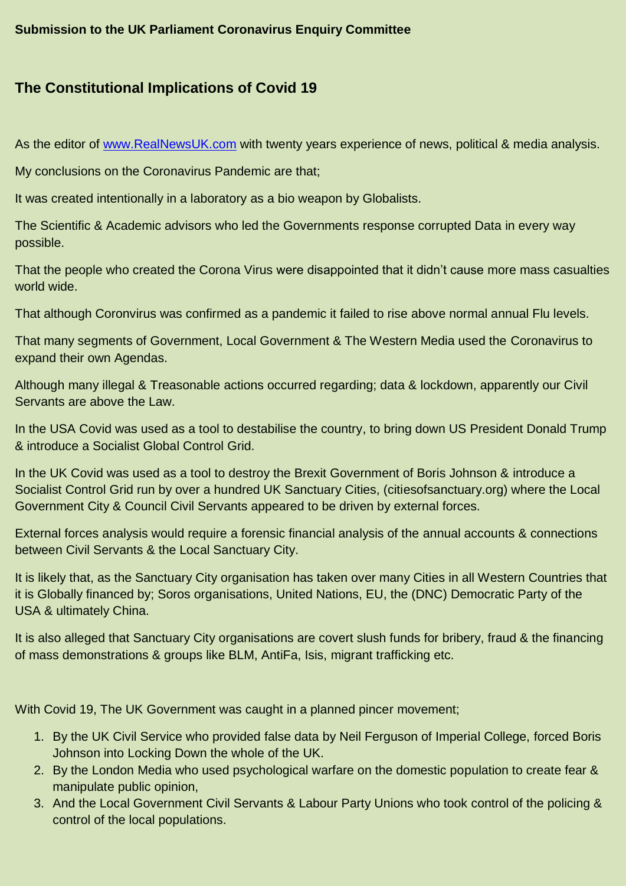**Submission to the UK Parliament Coronavirus Enquiry Committee**

## The Constitutional Implications of Covid 19

As the editor of [www.RealNewsUK.com](http://www.RealNewsUK.com) with twenty years experience of news, political & media analysis.

My conclusions on the Coronavirus Pandemic are that;

It was created intentionally in a laboratory as a bio weapon by Globalists.

The Scientific & Academic advisors who led the Governments response corrupted Data in every way possible.

That the people who created the Corona Virus were disappointed that it didn't cause more mass casualties world wide.

That although Coronvirus was confirmed as a pandemic it failed to rise above normal annual Flu levels.

That many segments of Government, Local Government & The Western Media used the Coronavirus to expand their own Agendas.

Although many illegal & Treasonable actions occurred regarding; data & lockdown, apparently our Civil Servants are above the Law.

In the USA Covid was used as a tool to destabilise the country, to bring down US President Donald Trump & introduce a Socialist Global Control Grid.

In the UK Covid was used as a tool to destroy the Brexit Government of Boris Johnson & introduce a Socialist Control Grid run by over a hundred UK Sanctuary Cities, (citiesofsanctuary.org) where the Local Government City & Council Civil Servants appeared to be driven by external forces.

External forces analysis would require a forensic financial analysis of the annual accounts & connections between Civil Servants & the Local Sanctuary City.

It is likely that, as the Sanctuary City organisation has taken over many Cities in all Western Countries that it is Globally financed by; Soros organisations, United Nations, EU, the (DNC) Democratic Party of the USA & ultimately China.

It is also alleged that Sanctuary City organisations are covert slush funds for bribery, fraud & the financing of mass demonstrations & groups like BLM, AntiFa, Isis, migrant trafficking etc.

With Covid 19, The UK Government was caught in a planned pincer movement;

1. By the UK Civil Service who provided false data by Neil Ferguson of Imperial College, forced Boris Johnson into Locking Down the whole of the UK.
2. By the London Media who used psychological warfare on the domestic population to create fear & manipulate public opinion,
3. And the Local Government Civil Servants & Labour Party Unions who took control of the policing & control of the local populations.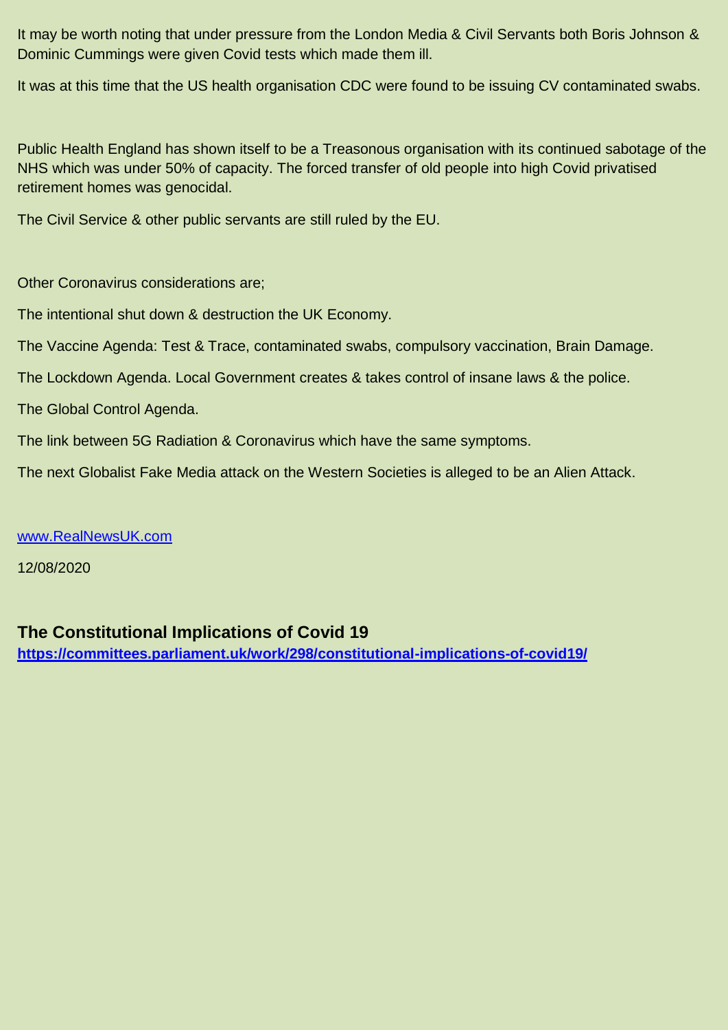It may be worth noting that under pressure from the London Media & Civil Servants both Boris Johnson & Dominic Cummings were given Covid tests which made them ill.

It was at this time that the US health organisation CDC were found to be issuing CV contaminated swabs.

Public Health England has shown itself to be a Treasonous organisation with its continued sabotage of the NHS which was under 50% of capacity. The forced transfer of old people into high Covid privatised retirement homes was genocidal.

The Civil Service & other public servants are still ruled by the EU.

Other Coronavirus considerations are;

The intentional shut down & destruction the UK Economy.

The Vaccine Agenda: Test & Trace, contaminated swabs, compulsory vaccination, Brain Damage.

The Lockdown Agenda. Local Government creates & takes control of insane laws & the police.

The Global Control Agenda.

The link between 5G Radiation & Coronavirus which have the same symptoms.

The next Globalist Fake Media attack on the Western Societies is alleged to be an Alien Attack.

[www.RealNewsUK.com](http://www.RealNewsUK.com)

12/08/2020

### The Constitutional Implications of Covid 19

**[https://committees.parliament.uk/work/298/constitutional-implications-of-covid19/](https://committees.parliament.uk/work/298/constitutional-implications-of-covid19/)**